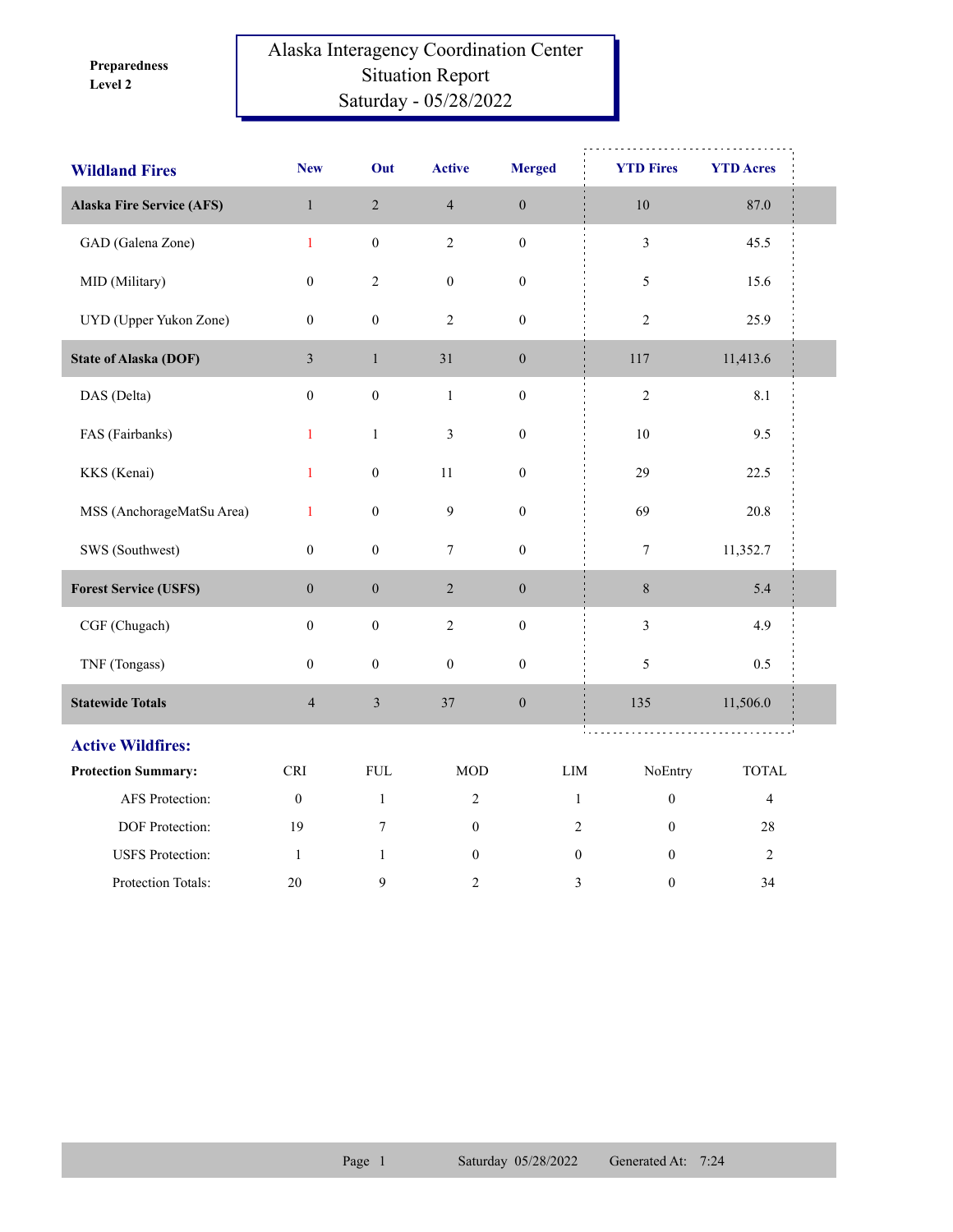**Preparedness Level 2**

# Alaska Interagency Coordination Center
## Situation Report
## Saturday - 05/28/2022

| Wildland Fires | New | Out | Active | Merged | YTD Fires | YTD Acres |
|---|---|---|---|---|---|---|
| **Alaska Fire Service (AFS)** | 1 | 2 | 4 | 0 | 10 | 87.0 |
| GAD (Galena Zone) | 1 | 0 | 2 | 0 | 3 | 45.5 |
| MID (Military) | 0 | 2 | 0 | 0 | 5 | 15.6 |
| UYD (Upper Yukon Zone) | 0 | 0 | 2 | 0 | 2 | 25.9 |
| **State of Alaska (DOF)** | 3 | 1 | 31 | 0 | 117 | 11,413.6 |
| DAS (Delta) | 0 | 0 | 1 | 0 | 2 | 8.1 |
| FAS (Fairbanks) | 1 | 1 | 3 | 0 | 10 | 9.5 |
| KKS (Kenai) | 1 | 0 | 11 | 0 | 29 | 22.5 |
| MSS (AnchorageMatSu Area) | 1 | 0 | 9 | 0 | 69 | 20.8 |
| SWS (Southwest) | 0 | 0 | 7 | 0 | 7 | 11,352.7 |
| **Forest Service (USFS)** | 0 | 0 | 2 | 0 | 8 | 5.4 |
| CGF (Chugach) | 0 | 0 | 2 | 0 | 3 | 4.9 |
| TNF (Tongass) | 0 | 0 | 0 | 0 | 5 | 0.5 |
| **Statewide Totals** | 4 | 3 | 37 | 0 | 135 | 11,506.0 |

## Active Wildfires:

| Protection Summary: | CRI | FUL | MOD | LIM | NoEntry | TOTAL |
|---|---|---|---|---|---|---|
| AFS Protection: | 0 | 1 | 2 | 1 | 0 | 4 |
| DOF Protection: | 19 | 7 | 0 | 2 | 0 | 28 |
| USFS Protection: | 1 | 1 | 0 | 0 | 0 | 2 |
| Protection Totals: | 20 | 9 | 2 | 3 | 0 | 34 |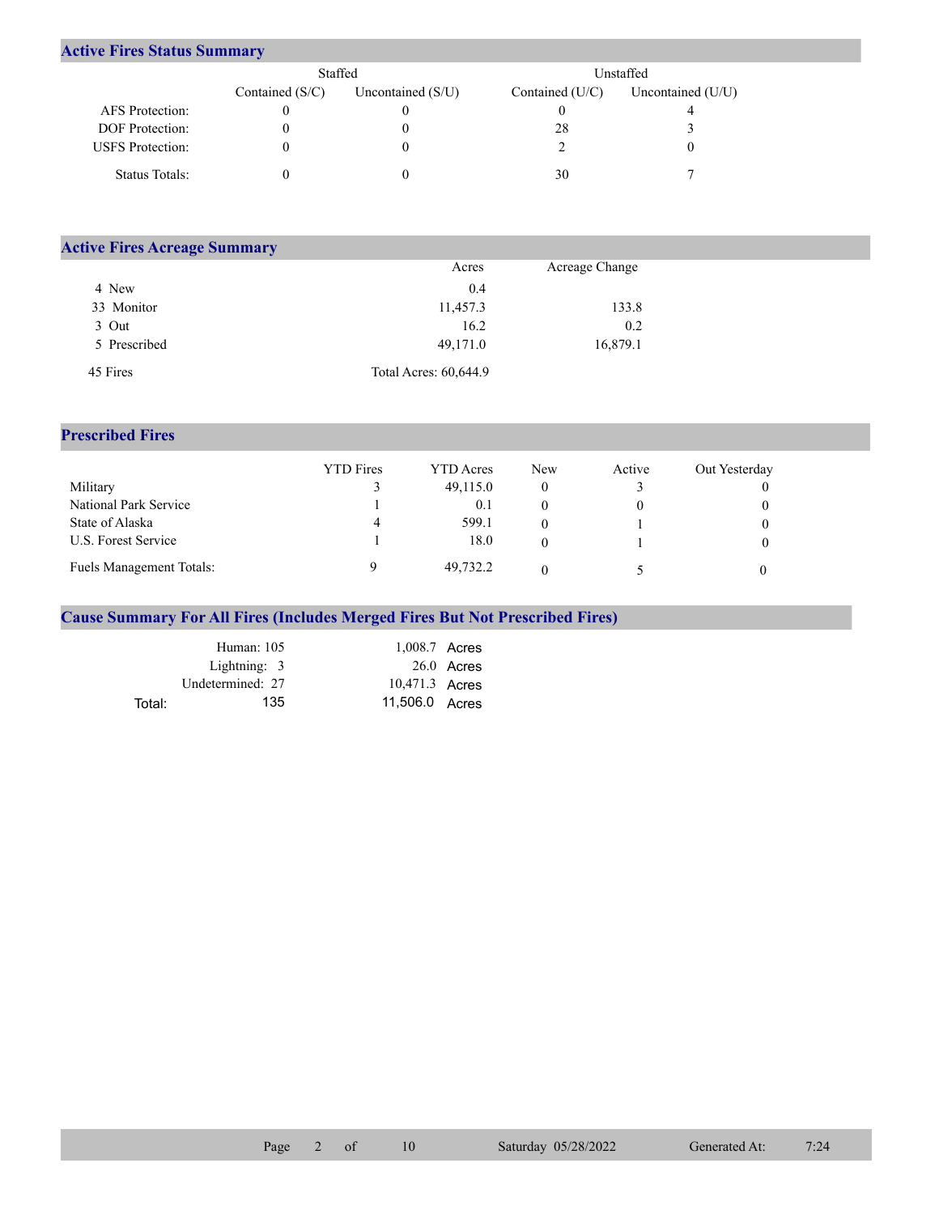## Active Fires Status Summary

| | Staffed | | Unstaffed | |
|---|---|---|---|---|
| | Contained (S/C) | Uncontained (S/U) | Contained (U/C) | Uncontained (U/U) |
| AFS Protection: | 0 | 0 | 0 | 4 |
| DOF Protection: | 0 | 0 | 28 | 3 |
| USFS Protection: | 0 | 0 | 2 | 0 |
| Status Totals: | 0 | 0 | 30 | 7 |

## Active Fires Acreage Summary

| | Acres | Acreage Change |
|---|---|---|
| 4 New | 0.4 | |
| 33 Monitor | 11,457.3 | 133.8 |
| 3 Out | 16.2 | 0.2 |
| 5 Prescribed | 49,171.0 | 16,879.1 |
| 45 Fires | Total Acres: 60,644.9 | |

## Prescribed Fires

| | YTD Fires | YTD Acres | New | Active | Out Yesterday |
|---|---|---|---|---|---|
| Military | 3 | 49,115.0 | 0 | 3 | 0 |
| National Park Service | 1 | 0.1 | 0 | 0 | 0 |
| State of Alaska | 4 | 599.1 | 0 | 1 | 0 |
| U.S. Forest Service | 1 | 18.0 | 0 | 1 | 0 |
| Fuels Management Totals: | 9 | 49,732.2 | 0 | 5 | 0 |

## Cause Summary For All Fires (Includes Merged Fires But Not Prescribed Fires)

| | | |
|---|---|---|
| Human: 105 | 1,008.7 | Acres |
| Lightning: 3 | 26.0 | Acres |
| Undetermined: 27 | 10,471.3 | Acres |
| Total: 135 | 11,506.0 | Acres |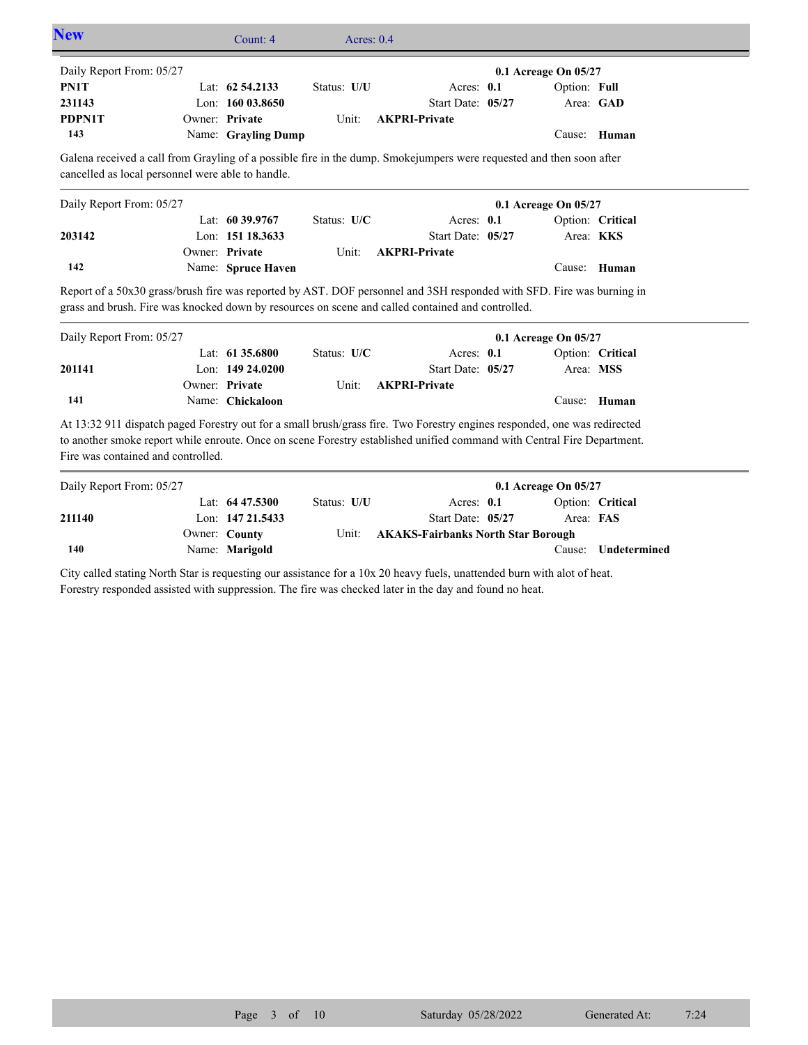## New

Count: 4 Acres: 0.4

---

Daily Report From: 05/27 **0.1 Acreage On 05/27**

| | | | | |
|---|---|---|---|---|
| **PN1T** | Lat: **62 54.2133** | Status: **U/U** | Acres: **0.1** | Option: **Full** |
| **231143** | Lon: **160 03.8650** | | Start Date: **05/27** | Area: **GAD** |
| **PDPN1T** | Owner: **Private** | Unit: **AKPRI-Private** | | |
| **143** | Name: **Grayling Dump** | | | Cause: **Human** |

Galena received a call from Grayling of a possible fire in the dump. Smokejumpers were requested and then soon after cancelled as local personnel were able to handle.

---

Daily Report From: 05/27 **0.1 Acreage On 05/27**

| | | | | |
|---|---|---|---|---|
| | Lat: **60 39.9767** | Status: **U/C** | Acres: **0.1** | Option: **Critical** |
| **203142** | Lon: **151 18.3633** | | Start Date: **05/27** | Area: **KKS** |
| | Owner: **Private** | Unit: **AKPRI-Private** | | |
| **142** | Name: **Spruce Haven** | | | Cause: **Human** |

Report of a 50x30 grass/brush fire was reported by AST. DOF personnel and 3SH responded with SFD. Fire was burning in grass and brush. Fire was knocked down by resources on scene and called contained and controlled.

---

Daily Report From: 05/27 **0.1 Acreage On 05/27**

| | | | | |
|---|---|---|---|---|
| | Lat: **61 35.6800** | Status: **U/C** | Acres: **0.1** | Option: **Critical** |
| **201141** | Lon: **149 24.0200** | | Start Date: **05/27** | Area: **MSS** |
| | Owner: **Private** | Unit: **AKPRI-Private** | | |
| **141** | Name: **Chickaloon** | | | Cause: **Human** |

At 13:32 911 dispatch paged Forestry out for a small brush/grass fire. Two Forestry engines responded, one was redirected to another smoke report while enroute. Once on scene Forestry established unified command with Central Fire Department. Fire was contained and controlled.

---

Daily Report From: 05/27 **0.1 Acreage On 05/27**

| | | | | |
|---|---|---|---|---|
| | Lat: **64 47.5300** | Status: **U/U** | Acres: **0.1** | Option: **Critical** |
| **211140** | Lon: **147 21.5433** | | Start Date: **05/27** | Area: **FAS** |
| | Owner: **County** | Unit: **AKAKS-Fairbanks North Star Borough** | | |
| **140** | Name: **Marigold** | | | Cause: **Undetermined** |

City called stating North Star is requesting our assistance for a 10x 20 heavy fuels, unattended burn with alot of heat. Forestry responded assisted with suppression. The fire was checked later in the day and found no heat.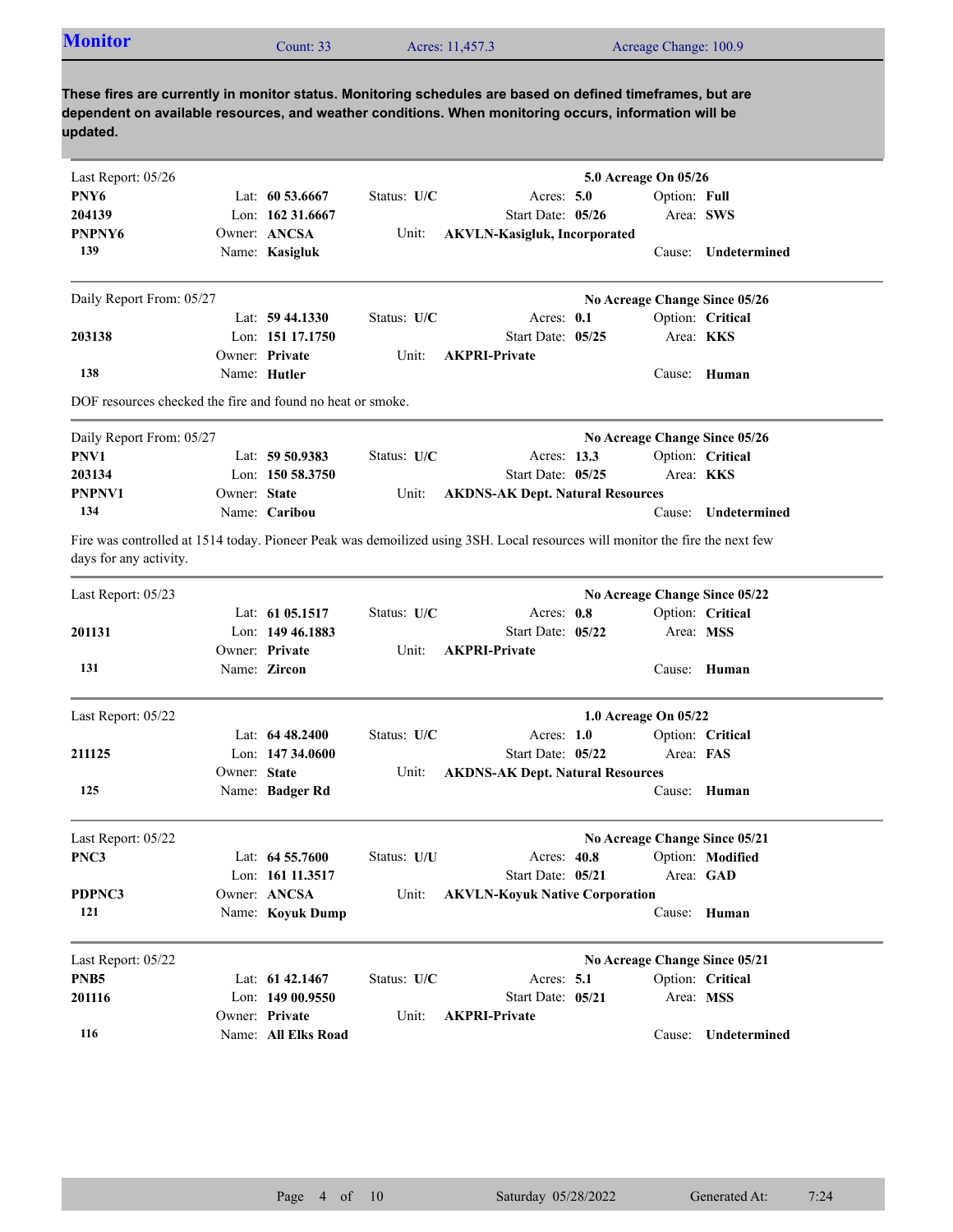## Monitor

Count: 33 | Acres: 11,457.3 | Acreage Change: 100.9

**These fires are currently in monitor status. Monitoring schedules are based on defined timeframes, but are dependent on available resources, and weather conditions. When monitoring occurs, information will be updated.**

---

Last Report: 05/26 — **5.0 Acreage On 05/26**

| | | | | |
|---|---|---|---|---|
| **PNY6** | Lat: **60 53.6667** | Status: **U/C** | Acres: **5.0** | Option: **Full** |
| **204139** | Lon: **162 31.6667** | | Start Date: **05/26** | Area: **SWS** |
| **PNPNY6** | Owner: **ANCSA** | Unit: **AKVLN-Kasigluk, Incorporated** | | |
| **139** | Name: **Kasigluk** | | | Cause: **Undetermined** |

---

Daily Report From: 05/27 — **No Acreage Change Since 05/26**

| | | | | |
|---|---|---|---|---|
| | Lat: **59 44.1330** | Status: **U/C** | Acres: **0.1** | Option: **Critical** |
| **203138** | Lon: **151 17.1750** | | Start Date: **05/25** | Area: **KKS** |
| | Owner: **Private** | Unit: **AKPRI-Private** | | |
| **138** | Name: **Hutler** | | | Cause: **Human** |

DOF resources checked the fire and found no heat or smoke.

---

Daily Report From: 05/27 — **No Acreage Change Since 05/26**

| | | | | |
|---|---|---|---|---|
| **PNV1** | Lat: **59 50.9383** | Status: **U/C** | Acres: **13.3** | Option: **Critical** |
| **203134** | Lon: **150 58.3750** | | Start Date: **05/25** | Area: **KKS** |
| **PNPNV1** | Owner: **State** | Unit: **AKDNS-AK Dept. Natural Resources** | | |
| **134** | Name: **Caribou** | | | Cause: **Undetermined** |

Fire was controlled at 1514 today. Pioneer Peak was demoilized using 3SH. Local resources will monitor the fire the next few days for any activity.

---

Last Report: 05/23 — **No Acreage Change Since 05/22**

| | | | | |
|---|---|---|---|---|
| | Lat: **61 05.1517** | Status: **U/C** | Acres: **0.8** | Option: **Critical** |
| **201131** | Lon: **149 46.1883** | | Start Date: **05/22** | Area: **MSS** |
| | Owner: **Private** | Unit: **AKPRI-Private** | | |
| **131** | Name: **Zircon** | | | Cause: **Human** |

---

Last Report: 05/22 — **1.0 Acreage On 05/22**

| | | | | |
|---|---|---|---|---|
| | Lat: **64 48.2400** | Status: **U/C** | Acres: **1.0** | Option: **Critical** |
| **211125** | Lon: **147 34.0600** | | Start Date: **05/22** | Area: **FAS** |
| | Owner: **State** | Unit: **AKDNS-AK Dept. Natural Resources** | | |
| **125** | Name: **Badger Rd** | | | Cause: **Human** |

---

Last Report: 05/22 — **No Acreage Change Since 05/21**

| | | | | |
|---|---|---|---|---|
| **PNC3** | Lat: **64 55.7600** | Status: **U/U** | Acres: **40.8** | Option: **Modified** |
| | Lon: **161 11.3517** | | Start Date: **05/21** | Area: **GAD** |
| **PDPNC3** | Owner: **ANCSA** | Unit: **AKVLN-Koyuk Native Corporation** | | |
| **121** | Name: **Koyuk Dump** | | | Cause: **Human** |

---

Last Report: 05/22 — **No Acreage Change Since 05/21**

| | | | | |
|---|---|---|---|---|
| **PNB5** | Lat: **61 42.1467** | Status: **U/C** | Acres: **5.1** | Option: **Critical** |
| **201116** | Lon: **149 00.9550** | | Start Date: **05/21** | Area: **MSS** |
| | Owner: **Private** | Unit: **AKPRI-Private** | | |
| **116** | Name: **All Elks Road** | | | Cause: **Undetermined** |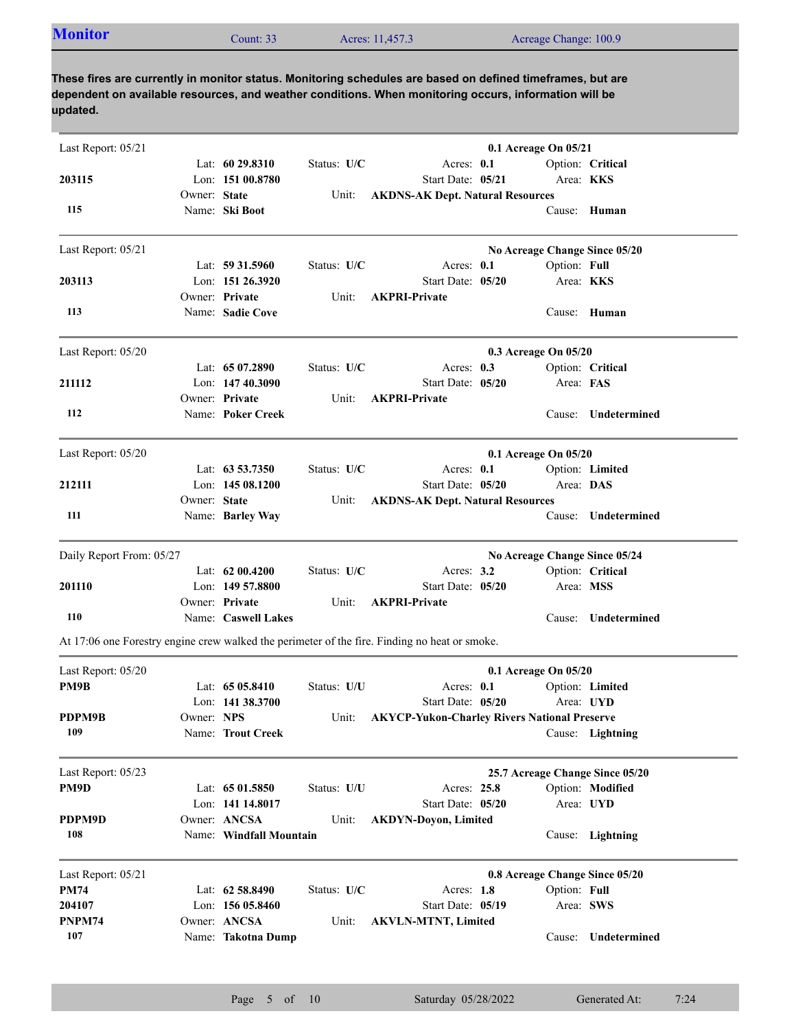## Monitor

Count: 33 | Acres: 11,457.3 | Acreage Change: 100.9

**These fires are currently in monitor status. Monitoring schedules are based on defined timeframes, but are dependent on available resources, and weather conditions. When monitoring occurs, information will be updated.**

---

Last Report: 05/21 — **0.1 Acreage On 05/21**

| | | | |
|---|---|---|---|
| **203115** | Lat: **60 29.8310** | Status: **U/C** | Acres: **0.1** | 
| **115** | Lon: **151 00.8780** | Start Date: **05/21** | Option: **Critical** |
| | Owner: **State** | Unit: **AKDNS-AK Dept. Natural Resources** | Area: **KKS** |
| | Name: **Ski Boot** | | Cause: **Human** |

---

Last Report: 05/21 — **No Acreage Change Since 05/20**

| | | | |
|---|---|---|---|
| **203113** | Lat: **59 31.5960** | Status: **U/C** | Acres: **0.1** |
| **113** | Lon: **151 26.3920** | Start Date: **05/20** | Option: **Full** |
| | Owner: **Private** | Unit: **AKPRI-Private** | Area: **KKS** |
| | Name: **Sadie Cove** | | Cause: **Human** |

---

Last Report: 05/20 — **0.3 Acreage On 05/20**

| | | | |
|---|---|---|---|
| **211112** | Lat: **65 07.2890** | Status: **U/C** | Acres: **0.3** |
| **112** | Lon: **147 40.3090** | Start Date: **05/20** | Option: **Critical** |
| | Owner: **Private** | Unit: **AKPRI-Private** | Area: **FAS** |
| | Name: **Poker Creek** | | Cause: **Undetermined** |

---

Last Report: 05/20 — **0.1 Acreage On 05/20**

| | | | |
|---|---|---|---|
| **212111** | Lat: **63 53.7350** | Status: **U/C** | Acres: **0.1** |
| **111** | Lon: **145 08.1200** | Start Date: **05/20** | Option: **Limited** |
| | Owner: **State** | Unit: **AKDNS-AK Dept. Natural Resources** | Area: **DAS** |
| | Name: **Barley Way** | | Cause: **Undetermined** |

---

Daily Report From: 05/27 — **No Acreage Change Since 05/24**

| | | | |
|---|---|---|---|
| **201110** | Lat: **62 00.4200** | Status: **U/C** | Acres: **3.2** |
| **110** | Lon: **149 57.8800** | Start Date: **05/20** | Option: **Critical** |
| | Owner: **Private** | Unit: **AKPRI-Private** | Area: **MSS** |
| | Name: **Caswell Lakes** | | Cause: **Undetermined** |

At 17:06 one Forestry engine crew walked the perimeter of the fire. Finding no heat or smoke.

---

Last Report: 05/20 — **0.1 Acreage On 05/20**

| | | | |
|---|---|---|---|
| **PM9B** | Lat: **65 05.8410** | Status: **U/U** | Acres: **0.1** |
| **PDPM9B** | Lon: **141 38.3700** | Start Date: **05/20** | Option: **Limited** |
| **109** | Owner: **NPS** | Unit: **AKYCP-Yukon-Charley Rivers National Preserve** | Area: **UYD** |
| | Name: **Trout Creek** | | Cause: **Lightning** |

---

Last Report: 05/23 — **25.7 Acreage Change Since 05/20**

| | | | |
|---|---|---|---|
| **PM9D** | Lat: **65 01.5850** | Status: **U/U** | Acres: **25.8** |
| **PDPM9D** | Lon: **141 14.8017** | Start Date: **05/20** | Option: **Modified** |
| **108** | Owner: **ANCSA** | Unit: **AKDYN-Doyon, Limited** | Area: **UYD** |
| | Name: **Windfall Mountain** | | Cause: **Lightning** |

---

Last Report: 05/21 — **0.8 Acreage Change Since 05/20**

| | | | |
|---|---|---|---|
| **PM74** | Lat: **62 58.8490** | Status: **U/C** | Acres: **1.8** |
| **204107** | Lon: **156 05.8460** | Start Date: **05/19** | Option: **Full** |
| **PNPM74** | Owner: **ANCSA** | Unit: **AKVLN-MTNT, Limited** | Area: **SWS** |
| **107** | Name: **Takotna Dump** | | Cause: **Undetermined** |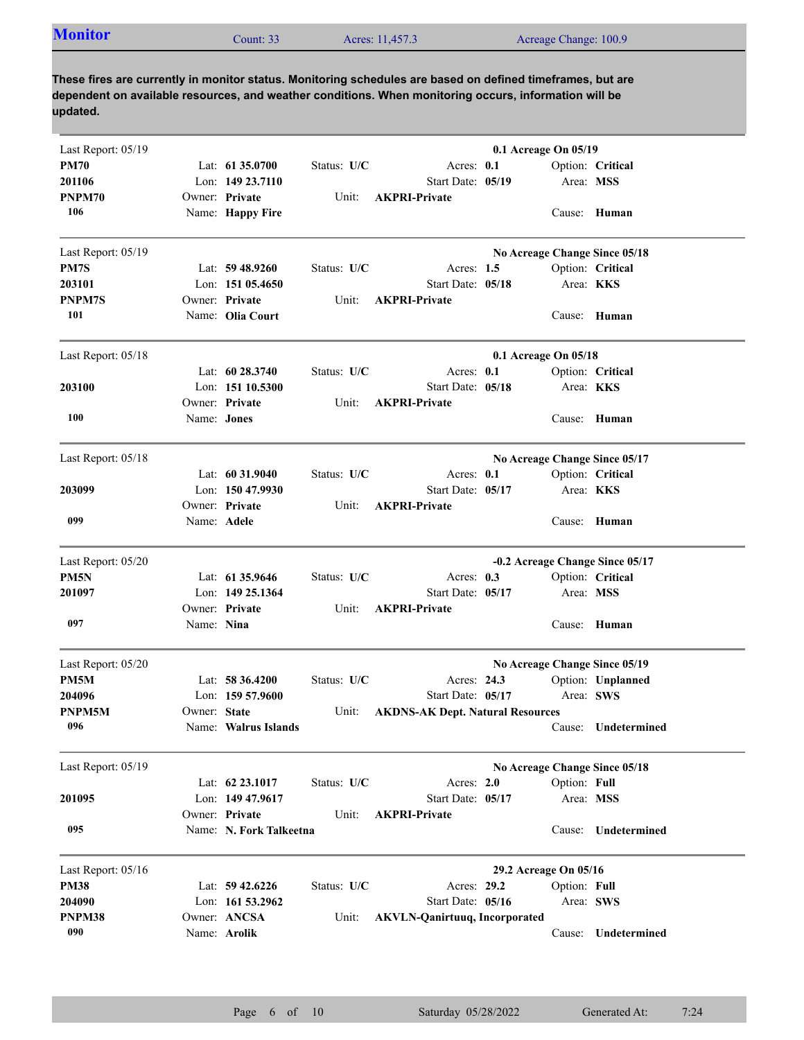## Monitor

Count: 33 | Acres: 11,457.3 | Acreage Change: 100.9

**These fires are currently in monitor status. Monitoring schedules are based on defined timeframes, but are dependent on available resources, and weather conditions. When monitoring occurs, information will be updated.**

---

Last Report: 05/19 — **0.1 Acreage On 05/19**

| | | | |
|---|---|---|---|
| **PM70** | Lat: **61 35.0700** | Status: **U/C** | Acres: **0.1** | 
| **201106** | Lon: **149 23.7110** | Start Date: **05/19** | Option: **Critical** |
| **PNPM70** | Owner: **Private** | Unit: **AKPRI-Private** | Area: **MSS** |
| **106** | Name: **Happy Fire** | | Cause: **Human** |

---

Last Report: 05/19 — **No Acreage Change Since 05/18**

| | | | |
|---|---|---|---|
| **PM7S** | Lat: **59 48.9260** | Status: **U/C** | Acres: **1.5** |
| **203101** | Lon: **151 05.4650** | Start Date: **05/18** | Option: **Critical** |
| **PNPM7S** | Owner: **Private** | Unit: **AKPRI-Private** | Area: **KKS** |
| **101** | Name: **Olia Court** | | Cause: **Human** |

---

Last Report: 05/18 — **0.1 Acreage On 05/18**

| | | | |
|---|---|---|---|
| | Lat: **60 28.3740** | Status: **U/C** | Acres: **0.1** |
| **203100** | Lon: **151 10.5300** | Start Date: **05/18** | Option: **Critical** |
| | Owner: **Private** | Unit: **AKPRI-Private** | Area: **KKS** |
| **100** | Name: **Jones** | | Cause: **Human** |

---

Last Report: 05/18 — **No Acreage Change Since 05/17**

| | | | |
|---|---|---|---|
| | Lat: **60 31.9040** | Status: **U/C** | Acres: **0.1** |
| **203099** | Lon: **150 47.9930** | Start Date: **05/17** | Option: **Critical** |
| | Owner: **Private** | Unit: **AKPRI-Private** | Area: **KKS** |
| **099** | Name: **Adele** | | Cause: **Human** |

---

Last Report: 05/20 — **-0.2 Acreage Change Since 05/17**

| | | | |
|---|---|---|---|
| **PM5N** | Lat: **61 35.9646** | Status: **U/C** | Acres: **0.3** |
| **201097** | Lon: **149 25.1364** | Start Date: **05/17** | Option: **Critical** |
| | Owner: **Private** | Unit: **AKPRI-Private** | Area: **MSS** |
| **097** | Name: **Nina** | | Cause: **Human** |

---

Last Report: 05/20 — **No Acreage Change Since 05/19**

| | | | |
|---|---|---|---|
| **PM5M** | Lat: **58 36.4200** | Status: **U/C** | Acres: **24.3** |
| **204096** | Lon: **159 57.9600** | Start Date: **05/17** | Option: **Unplanned** |
| **PNPM5M** | Owner: **State** | Unit: **AKDNS-AK Dept. Natural Resources** | Area: **SWS** |
| **096** | Name: **Walrus Islands** | | Cause: **Undetermined** |

---

Last Report: 05/19 — **No Acreage Change Since 05/18**

| | | | |
|---|---|---|---|
| | Lat: **62 23.1017** | Status: **U/C** | Acres: **2.0** |
| **201095** | Lon: **149 47.9617** | Start Date: **05/17** | Option: **Full** |
| | Owner: **Private** | Unit: **AKPRI-Private** | Area: **MSS** |
| **095** | Name: **N. Fork Talkeetna** | | Cause: **Undetermined** |

---

Last Report: 05/16 — **29.2 Acreage On 05/16**

| | | | |
|---|---|---|---|
| **PM38** | Lat: **59 42.6226** | Status: **U/C** | Acres: **29.2** |
| **204090** | Lon: **161 53.2962** | Start Date: **05/16** | Option: **Full** |
| **PNPM38** | Owner: **ANCSA** | Unit: **AKVLN-Qanirtuuq, Incorporated** | Area: **SWS** |
| **090** | Name: **Arolik** | | Cause: **Undetermined** |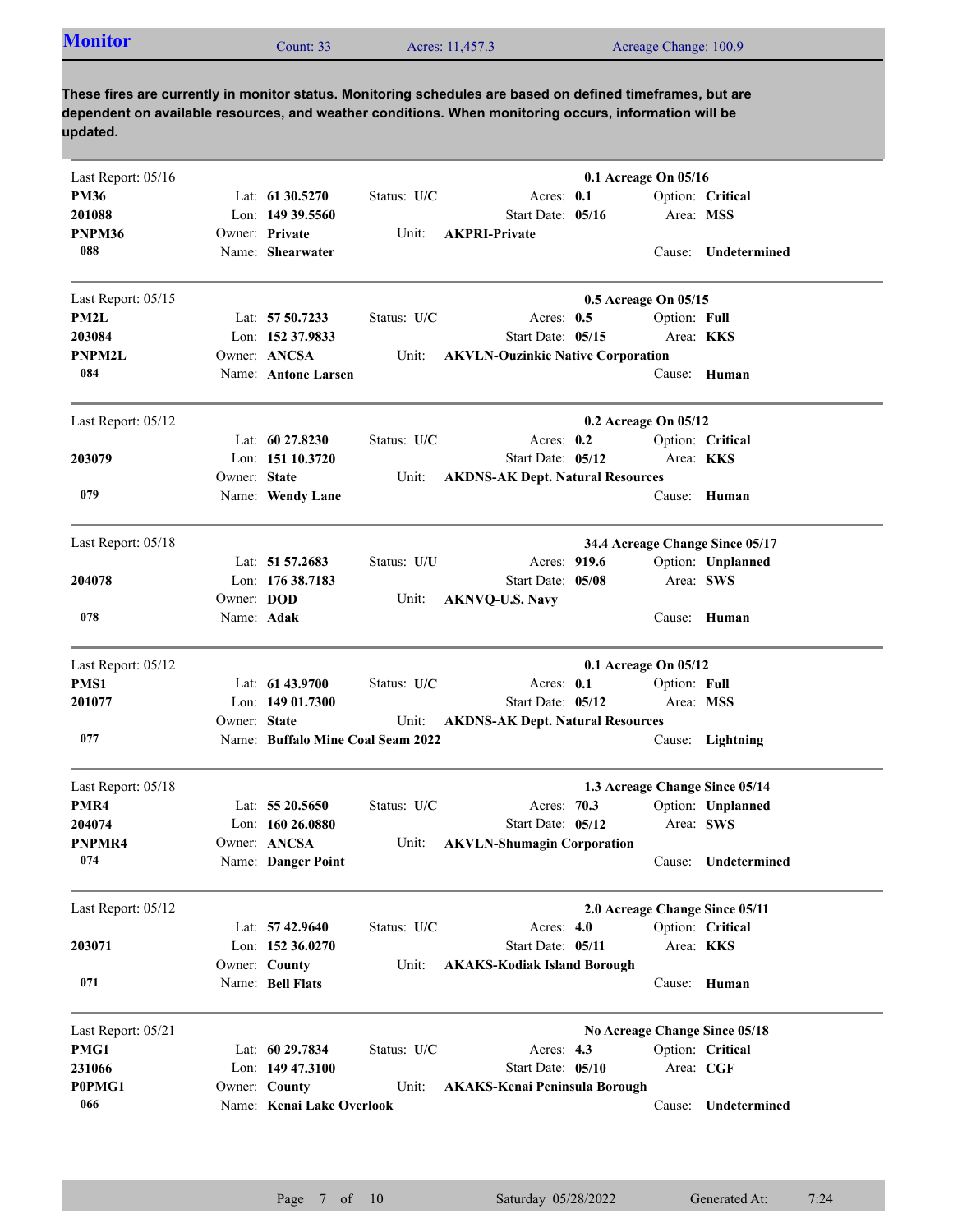## Monitor

Count: 33 Acres: 11,457.3 Acreage Change: 100.9

**These fires are currently in monitor status. Monitoring schedules are based on defined timeframes, but are dependent on available resources, and weather conditions. When monitoring occurs, information will be updated.**

---

Last Report: 05/16 — **0.1 Acreage On 05/16**

**PM36** | Lat: **61 30.5270** | Status: **U/C** | Acres: **0.1** | Option: **Critical**
**201088** | Lon: **149 39.5560** | Start Date: **05/16** | Area: **MSS**
**PNPM36** | Owner: **Private** | Unit: **AKPRI-Private**
**088** | Name: **Shearwater** | Cause: **Undetermined**

---

Last Report: 05/15 — **0.5 Acreage On 05/15**

**PM2L** | Lat: **57 50.7233** | Status: **U/C** | Acres: **0.5** | Option: **Full**
**203084** | Lon: **152 37.9833** | Start Date: **05/15** | Area: **KKS**
**PNPM2L** | Owner: **ANCSA** | Unit: **AKVLN-Ouzinkie Native Corporation**
**084** | Name: **Antone Larsen** | Cause: **Human**

---

Last Report: 05/12 — **0.2 Acreage On 05/12**

Lat: **60 27.8230** | Status: **U/C** | Acres: **0.2** | Option: **Critical**
**203079** | Lon: **151 10.3720** | Start Date: **05/12** | Area: **KKS**
Owner: **State** | Unit: **AKDNS-AK Dept. Natural Resources**
**079** | Name: **Wendy Lane** | Cause: **Human**

---

Last Report: 05/18 — **34.4 Acreage Change Since 05/17**

Lat: **51 57.2683** | Status: **U/U** | Acres: **919.6** | Option: **Unplanned**
**204078** | Lon: **176 38.7183** | Start Date: **05/08** | Area: **SWS**
Owner: **DOD** | Unit: **AKNVQ-U.S. Navy**
**078** | Name: **Adak** | Cause: **Human**

---

Last Report: 05/12 — **0.1 Acreage On 05/12**

**PMS1** | Lat: **61 43.9700** | Status: **U/C** | Acres: **0.1** | Option: **Full**
**201077** | Lon: **149 01.7300** | Start Date: **05/12** | Area: **MSS**
Owner: **State** | Unit: **AKDNS-AK Dept. Natural Resources**
**077** | Name: **Buffalo Mine Coal Seam 2022** | Cause: **Lightning**

---

Last Report: 05/18 — **1.3 Acreage Change Since 05/14**

**PMR4** | Lat: **55 20.5650** | Status: **U/C** | Acres: **70.3** | Option: **Unplanned**
**204074** | Lon: **160 26.0880** | Start Date: **05/12** | Area: **SWS**
**PNPMR4** | Owner: **ANCSA** | Unit: **AKVLN-Shumagin Corporation**
**074** | Name: **Danger Point** | Cause: **Undetermined**

---

Last Report: 05/12 — **2.0 Acreage Change Since 05/11**

Lat: **57 42.9640** | Status: **U/C** | Acres: **4.0** | Option: **Critical**
**203071** | Lon: **152 36.0270** | Start Date: **05/11** | Area: **KKS**
Owner: **County** | Unit: **AKAKS-Kodiak Island Borough**
**071** | Name: **Bell Flats** | Cause: **Human**

---

Last Report: 05/21 — **No Acreage Change Since 05/18**

**PMG1** | Lat: **60 29.7834** | Status: **U/C** | Acres: **4.3** | Option: **Critical**
**231066** | Lon: **149 47.3100** | Start Date: **05/10** | Area: **CGF**
**P0PMG1** | Owner: **County** | Unit: **AKAKS-Kenai Peninsula Borough**
**066** | Name: **Kenai Lake Overlook** | Cause: **Undetermined**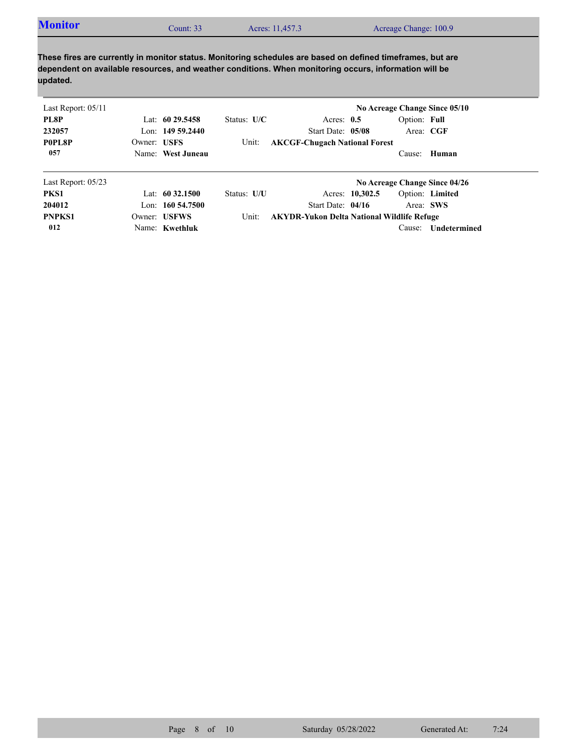## Monitor

Count: 33 Acres: 11,457.3 Acreage Change: 100.9

**These fires are currently in monitor status. Monitoring schedules are based on defined timeframes, but are dependent on available resources, and weather conditions. When monitoring occurs, information will be updated.**

---

Last Report: 05/11 — **No Acreage Change Since 05/10**

| | | | | |
|---|---|---|---|---|
| **PL8P** | Lat: **60 29.5458** | Status: **U/C** | Acres: **0.5** | Option: **Full** |
| **232057** | Lon: **149 59.2440** | | Start Date: **05/08** | Area: **CGF** |
| **P0PL8P** | Owner: **USFS** | Unit: | **AKCGF-Chugach National Forest** | |
| **057** | Name: **West Juneau** | | | Cause: **Human** |

---

Last Report: 05/23 — **No Acreage Change Since 04/26**

| | | | | |
|---|---|---|---|---|
| **PKS1** | Lat: **60 32.1500** | Status: **U/U** | Acres: **10,302.5** | Option: **Limited** |
| **204012** | Lon: **160 54.7500** | | Start Date: **04/16** | Area: **SWS** |
| **PNPKS1** | Owner: **USFWS** | Unit: | **AKYDR-Yukon Delta National Wildlife Refuge** | |
| **012** | Name: **Kwethluk** | | | Cause: **Undetermined** |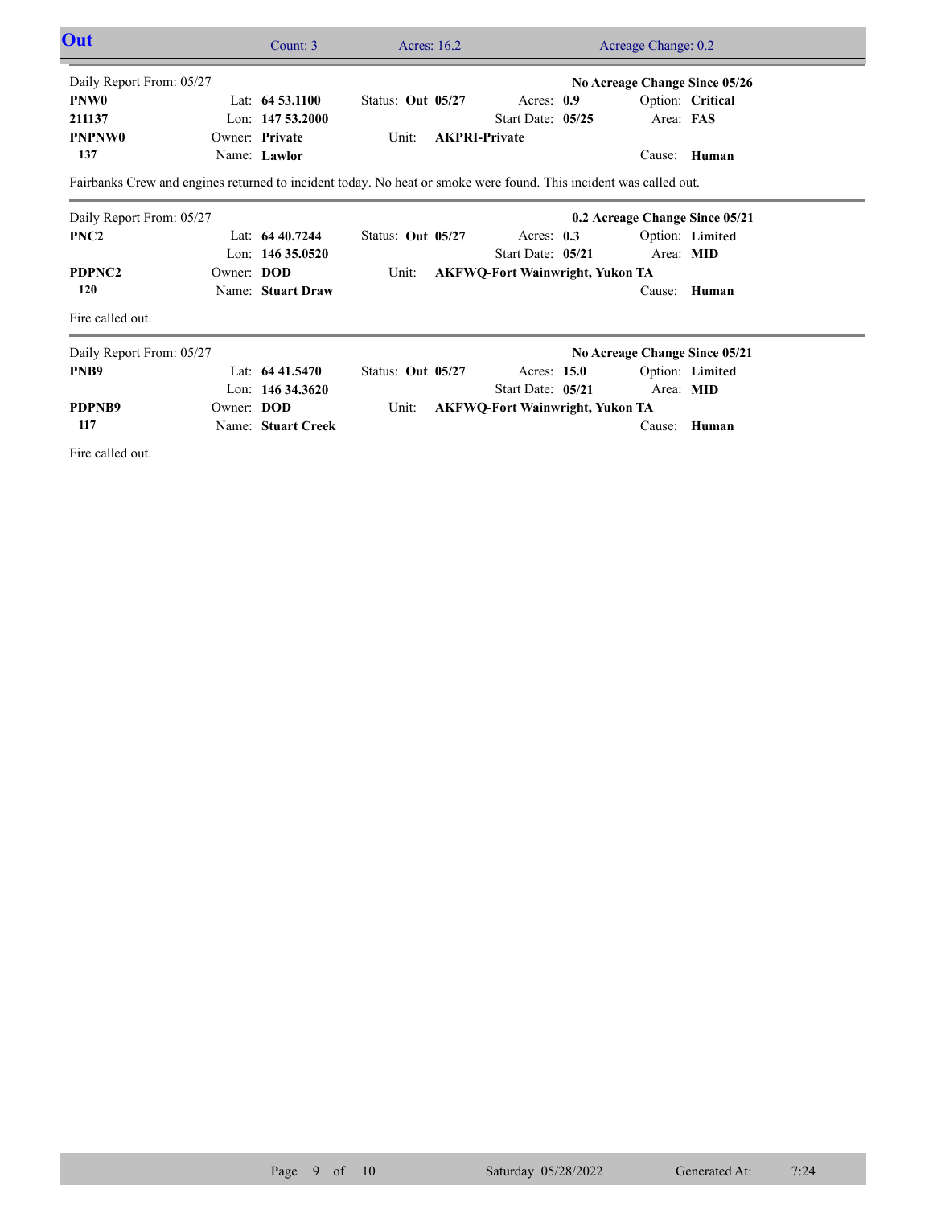## Out

Count: 3 | Acres: 16.2 | Acreage Change: 0.2

---

Daily Report From: 05/27 — **No Acreage Change Since 05/26**

| | | | | |
|---|---|---|---|---|
| **PNW0** | Lat: **64 53.1100** | Status: **Out 05/27** | Acres: **0.9** | Option: **Critical** |
| **211137** | Lon: **147 53.2000** | | Start Date: **05/25** | Area: **FAS** |
| **PNPNW0** | Owner: **Private** | Unit: **AKPRI-Private** | | |
| **137** | Name: **Lawlor** | | | Cause: **Human** |

Fairbanks Crew and engines returned to incident today. No heat or smoke were found. This incident was called out.

---

Daily Report From: 05/27 — **0.2 Acreage Change Since 05/21**

| | | | | |
|---|---|---|---|---|
| **PNC2** | Lat: **64 40.7244** | Status: **Out 05/27** | Acres: **0.3** | Option: **Limited** |
| | Lon: **146 35.0520** | | Start Date: **05/21** | Area: **MID** |
| **PDPNC2** | Owner: **DOD** | Unit: **AKFWQ-Fort Wainwright, Yukon TA** | | |
| **120** | Name: **Stuart Draw** | | | Cause: **Human** |

Fire called out.

---

Daily Report From: 05/27 — **No Acreage Change Since 05/21**

| | | | | |
|---|---|---|---|---|
| **PNB9** | Lat: **64 41.5470** | Status: **Out 05/27** | Acres: **15.0** | Option: **Limited** |
| | Lon: **146 34.3620** | | Start Date: **05/21** | Area: **MID** |
| **PDPNB9** | Owner: **DOD** | Unit: **AKFWQ-Fort Wainwright, Yukon TA** | | |
| **117** | Name: **Stuart Creek** | | | Cause: **Human** |

Fire called out.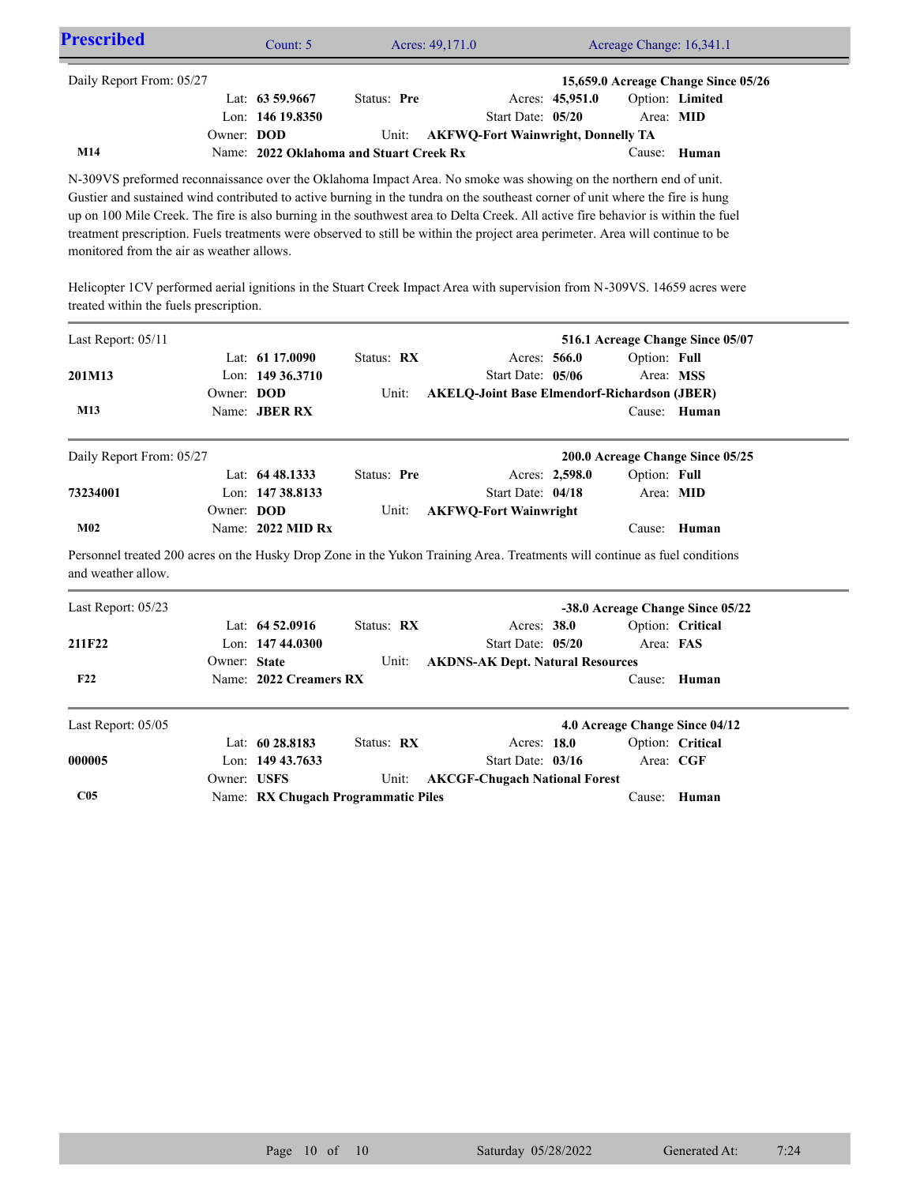## Prescribed

Count: 5 | Acres: 49,171.0 | Acreage Change: 16,341.1

---

| | | | | |
|---|---|---|---|---|
| Daily Report From: 05/27 | | | | **15,659.0 Acreage Change Since 05/26** |
| | Lat: **63 59.9667** | Status: **Pre** | Acres: **45,951.0** | Option: **Limited** |
| | Lon: **146 19.8350** | | Start Date: **05/20** | Area: **MID** |
| | Owner: **DOD** | Unit: | **AKFWQ-Fort Wainwright, Donnelly TA** | |
| **M14** | Name: **2022 Oklahoma and Stuart Creek Rx** | | | Cause: **Human** |

N-309VS preformed reconnaissance over the Oklahoma Impact Area. No smoke was showing on the northern end of unit. Gustier and sustained wind contributed to active burning in the tundra on the southeast corner of unit where the fire is hung up on 100 Mile Creek. The fire is also burning in the southwest area to Delta Creek. All active fire behavior is within the fuel treatment prescription. Fuels treatments were observed to still be within the project area perimeter. Area will continue to be monitored from the air as weather allows.

Helicopter 1CV performed aerial ignitions in the Stuart Creek Impact Area with supervision from N-309VS. 14659 acres were treated within the fuels prescription.

---

| | | | | |
|---|---|---|---|---|
| Last Report: 05/11 | | | | **516.1 Acreage Change Since 05/07** |
| | Lat: **61 17.0090** | Status: **RX** | Acres: **566.0** | Option: **Full** |
| **201M13** | Lon: **149 36.3710** | | Start Date: **05/06** | Area: **MSS** |
| | Owner: **DOD** | Unit: | **AKELQ-Joint Base Elmendorf-Richardson (JBER)** | |
| **M13** | Name: **JBER RX** | | | Cause: **Human** |

---

| | | | | |
|---|---|---|---|---|
| Daily Report From: 05/27 | | | | **200.0 Acreage Change Since 05/25** |
| | Lat: **64 48.1333** | Status: **Pre** | Acres: **2,598.0** | Option: **Full** |
| **73234001** | Lon: **147 38.8133** | | Start Date: **04/18** | Area: **MID** |
| | Owner: **DOD** | Unit: | **AKFWQ-Fort Wainwright** | |
| **M02** | Name: **2022 MID Rx** | | | Cause: **Human** |

Personnel treated 200 acres on the Husky Drop Zone in the Yukon Training Area. Treatments will continue as fuel conditions and weather allow.

---

| | | | | |
|---|---|---|---|---|
| Last Report: 05/23 | | | | **-38.0 Acreage Change Since 05/22** |
| | Lat: **64 52.0916** | Status: **RX** | Acres: **38.0** | Option: **Critical** |
| **211F22** | Lon: **147 44.0300** | | Start Date: **05/20** | Area: **FAS** |
| | Owner: **State** | Unit: | **AKDNS-AK Dept. Natural Resources** | |
| **F22** | Name: **2022 Creamers RX** | | | Cause: **Human** |

---

| | | | | |
|---|---|---|---|---|
| Last Report: 05/05 | | | | **4.0 Acreage Change Since 04/12** |
| | Lat: **60 28.8183** | Status: **RX** | Acres: **18.0** | Option: **Critical** |
| **000005** | Lon: **149 43.7633** | | Start Date: **03/16** | Area: **CGF** |
| | Owner: **USFS** | Unit: | **AKCGF-Chugach National Forest** | |
| **C05** | Name: **RX Chugach Programmatic Piles** | | | Cause: **Human** |